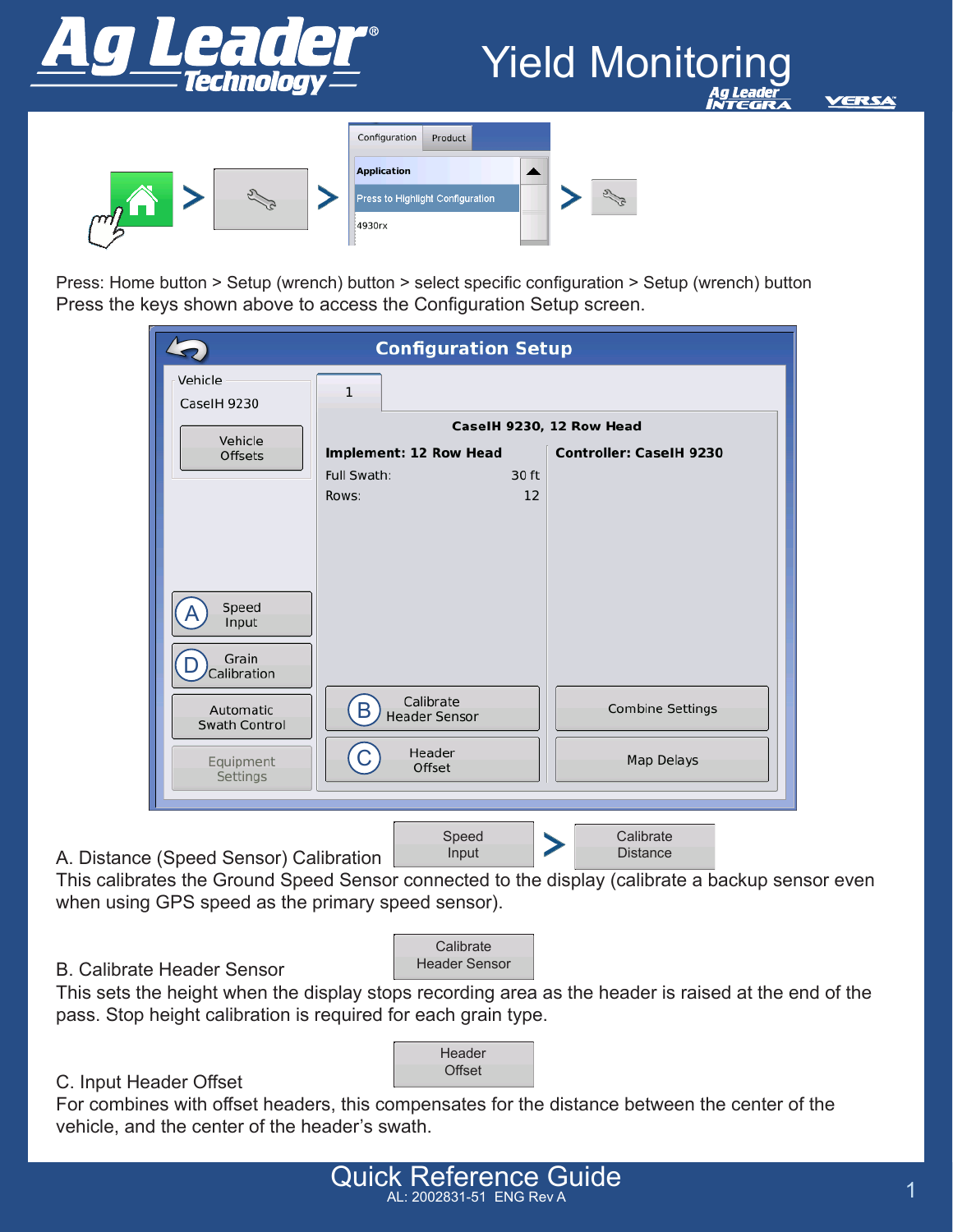# Yield Monitoring

Press: Home button > Setup (wrench) button > select specific configuration > Setup (wrench) button
Press the keys shown above to access the Configuration Setup screen.

**Configuration Setup**

Vehicle: CaseIH 9230

CaseIH 9230, 12 Row Head

Implement: 12 Row Head
- Full Swath: 30 ft
- Rows: 12

Controller: CaseIH 9230

Buttons: Vehicle Offsets, (A) Speed Input, (D) Grain Calibration, Automatic Swath Control, Equipment Settings, (B) Calibrate Header Sensor, (C) Header Offset, Combine Settings, Map Delays

A. Distance (Speed Sensor) Calibration — Speed Input > Calibrate Distance
This calibrates the Ground Speed Sensor connected to the display (calibrate a backup sensor even when using GPS speed as the primary speed sensor).

B. Calibrate Header Sensor — Calibrate Header Sensor
This sets the height when the display stops recording area as the header is raised at the end of the pass. Stop height calibration is required for each grain type.

C. Input Header Offset — Header Offset
For combines with offset headers, this compensates for the distance between the center of the vehicle, and the center of the header's swath.

Quick Reference Guide
AL: 2002831-51 ENG Rev A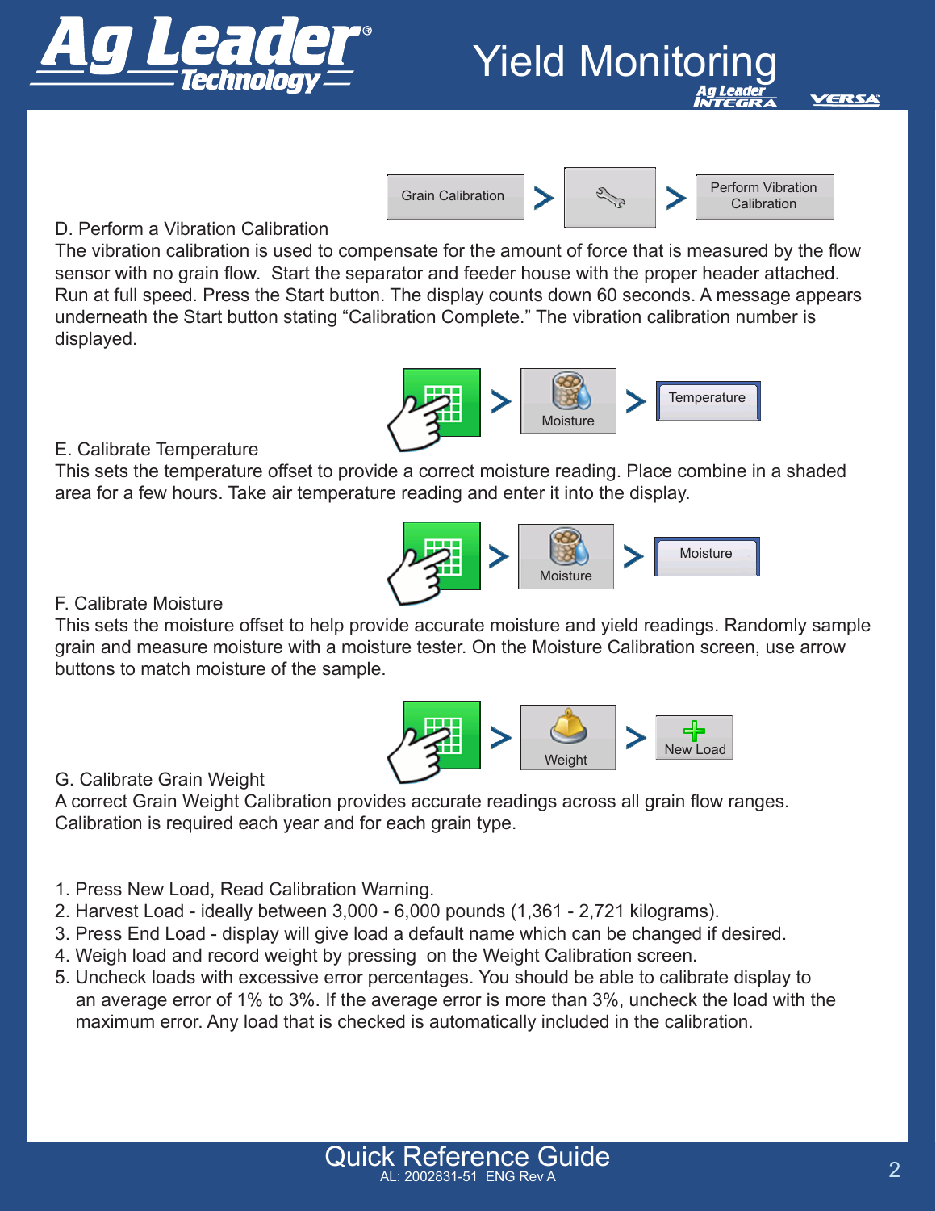Grain Calibration > [wrench icon] > Perform Vibration Calibration

D. Perform a Vibration Calibration

The vibration calibration is used to compensate for the amount of force that is measured by the flow sensor with no grain flow. Start the separator and feeder house with the proper header attached. Run at full speed. Press the Start button. The display counts down 60 seconds. A message appears underneath the Start button stating “Calibration Complete.” The vibration calibration number is displayed.

> Moisture > Temperature

E. Calibrate Temperature

This sets the temperature offset to provide a correct moisture reading. Place combine in a shaded area for a few hours. Take air temperature reading and enter it into the display.

> Moisture > Moisture

F. Calibrate Moisture

This sets the moisture offset to help provide accurate moisture and yield readings. Randomly sample grain and measure moisture with a moisture tester. On the Moisture Calibration screen, use arrow buttons to match moisture of the sample.

> Weight > New Load

G. Calibrate Grain Weight

A correct Grain Weight Calibration provides accurate readings across all grain flow ranges. Calibration is required each year and for each grain type.

1. Press New Load, Read Calibration Warning.
2. Harvest Load - ideally between 3,000 - 6,000 pounds (1,361 - 2,721 kilograms).
3. Press End Load - display will give load a default name which can be changed if desired.
4. Weigh load and record weight by pressing on the Weight Calibration screen.
5. Uncheck loads with excessive error percentages. You should be able to calibrate display to an average error of 1% to 3%. If the average error is more than 3%, uncheck the load with the maximum error. Any load that is checked is automatically included in the calibration.